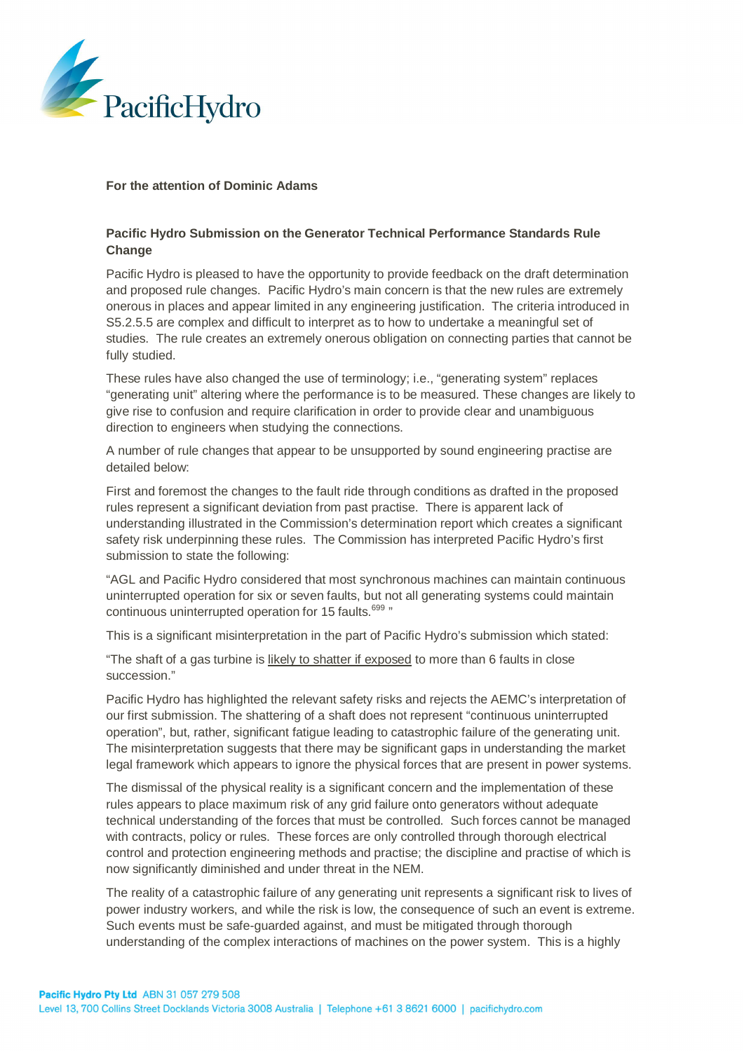**For the attention of Dominic Adams**

**Pacific Hydro Submission on the Generator Technical Performance Standards Rule Change**

Pacific Hydro is pleased to have the opportunity to provide feedback on the draft determination and proposed rule changes. Pacific Hydro's main concern is that the new rules are extremely onerous in places and appear limited in any engineering justification. The criteria introduced in S5.2.5.5 are complex and difficult to interpret as to how to undertake a meaningful set of studies. The rule creates an extremely onerous obligation on connecting parties that cannot be fully studied.

These rules have also changed the use of terminology; i.e., "generating system" replaces "generating unit" altering where the performance is to be measured. These changes are likely to give rise to confusion and require clarification in order to provide clear and unambiguous direction to engineers when studying the connections.

A number of rule changes that appear to be unsupported by sound engineering practise are detailed below:

First and foremost the changes to the fault ride through conditions as drafted in the proposed rules represent a significant deviation from past practise. There is apparent lack of understanding illustrated in the Commission's determination report which creates a significant safety risk underpinning these rules. The Commission has interpreted Pacific Hydro's first submission to state the following:

"AGL and Pacific Hydro considered that most synchronous machines can maintain continuous uninterrupted operation for six or seven faults, but not all generating systems could maintain continuous uninterrupted operation for 15 faults.[699] "

This is a significant misinterpretation in the part of Pacific Hydro's submission which stated:

"The shaft of a gas turbine is likely to shatter if exposed to more than 6 faults in close succession."

Pacific Hydro has highlighted the relevant safety risks and rejects the AEMC's interpretation of our first submission. The shattering of a shaft does not represent "continuous uninterrupted operation", but, rather, significant fatigue leading to catastrophic failure of the generating unit. The misinterpretation suggests that there may be significant gaps in understanding the market legal framework which appears to ignore the physical forces that are present in power systems.

The dismissal of the physical reality is a significant concern and the implementation of these rules appears to place maximum risk of any grid failure onto generators without adequate technical understanding of the forces that must be controlled. Such forces cannot be managed with contracts, policy or rules. These forces are only controlled through thorough electrical control and protection engineering methods and practise; the discipline and practise of which is now significantly diminished and under threat in the NEM.

The reality of a catastrophic failure of any generating unit represents a significant risk to lives of power industry workers, and while the risk is low, the consequence of such an event is extreme. Such events must be safe-guarded against, and must be mitigated through thorough understanding of the complex interactions of machines on the power system. This is a highly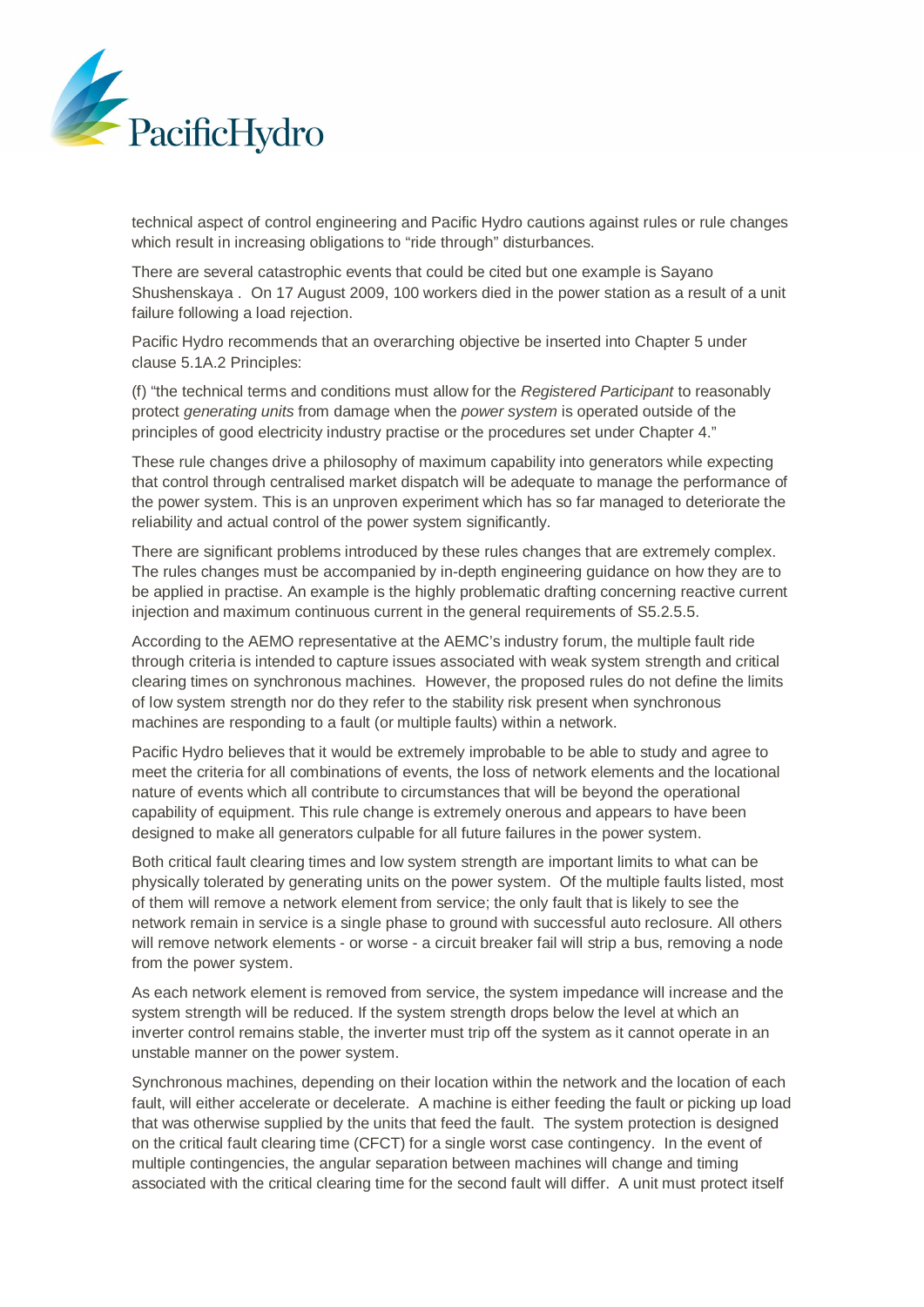technical aspect of control engineering and Pacific Hydro cautions against rules or rule changes which result in increasing obligations to “ride through” disturbances.

There are several catastrophic events that could be cited but one example is Sayano Shushenskaya . On 17 August 2009, 100 workers died in the power station as a result of a unit failure following a load rejection.

Pacific Hydro recommends that an overarching objective be inserted into Chapter 5 under clause 5.1A.2 Principles:

(f) “the technical terms and conditions must allow for the *Registered Participant* to reasonably protect *generating units* from damage when the *power system* is operated outside of the principles of good electricity industry practise or the procedures set under Chapter 4.”

These rule changes drive a philosophy of maximum capability into generators while expecting that control through centralised market dispatch will be adequate to manage the performance of the power system. This is an unproven experiment which has so far managed to deteriorate the reliability and actual control of the power system significantly.

There are significant problems introduced by these rules changes that are extremely complex. The rules changes must be accompanied by in-depth engineering guidance on how they are to be applied in practise. An example is the highly problematic drafting concerning reactive current injection and maximum continuous current in the general requirements of S5.2.5.5.

According to the AEMO representative at the AEMC’s industry forum, the multiple fault ride through criteria is intended to capture issues associated with weak system strength and critical clearing times on synchronous machines. However, the proposed rules do not define the limits of low system strength nor do they refer to the stability risk present when synchronous machines are responding to a fault (or multiple faults) within a network.

Pacific Hydro believes that it would be extremely improbable to be able to study and agree to meet the criteria for all combinations of events, the loss of network elements and the locational nature of events which all contribute to circumstances that will be beyond the operational capability of equipment. This rule change is extremely onerous and appears to have been designed to make all generators culpable for all future failures in the power system.

Both critical fault clearing times and low system strength are important limits to what can be physically tolerated by generating units on the power system. Of the multiple faults listed, most of them will remove a network element from service; the only fault that is likely to see the network remain in service is a single phase to ground with successful auto reclosure. All others will remove network elements - or worse - a circuit breaker fail will strip a bus, removing a node from the power system.

As each network element is removed from service, the system impedance will increase and the system strength will be reduced. If the system strength drops below the level at which an inverter control remains stable, the inverter must trip off the system as it cannot operate in an unstable manner on the power system.

Synchronous machines, depending on their location within the network and the location of each fault, will either accelerate or decelerate. A machine is either feeding the fault or picking up load that was otherwise supplied by the units that feed the fault. The system protection is designed on the critical fault clearing time (CFCT) for a single worst case contingency. In the event of multiple contingencies, the angular separation between machines will change and timing associated with the critical clearing time for the second fault will differ. A unit must protect itself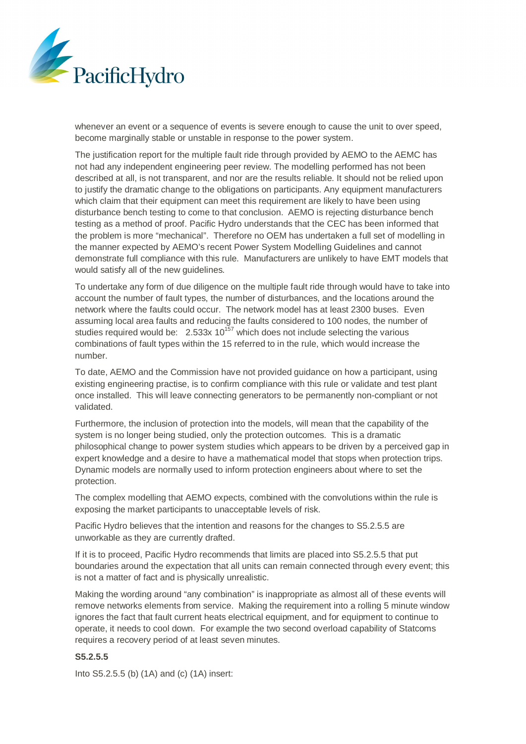whenever an event or a sequence of events is severe enough to cause the unit to over speed, become marginally stable or unstable in response to the power system.

The justification report for the multiple fault ride through provided by AEMO to the AEMC has not had any independent engineering peer review. The modelling performed has not been described at all, is not transparent, and nor are the results reliable. It should not be relied upon to justify the dramatic change to the obligations on participants. Any equipment manufacturers which claim that their equipment can meet this requirement are likely to have been using disturbance bench testing to come to that conclusion. AEMO is rejecting disturbance bench testing as a method of proof. Pacific Hydro understands that the CEC has been informed that the problem is more "mechanical". Therefore no OEM has undertaken a full set of modelling in the manner expected by AEMO's recent Power System Modelling Guidelines and cannot demonstrate full compliance with this rule. Manufacturers are unlikely to have EMT models that would satisfy all of the new guidelines.

To undertake any form of due diligence on the multiple fault ride through would have to take into account the number of fault types, the number of disturbances, and the locations around the network where the faults could occur. The network model has at least 2300 buses. Even assuming local area faults and reducing the faults considered to 100 nodes, the number of studies required would be: $2.533 \times 10^{157}$ which does not include selecting the various combinations of fault types within the 15 referred to in the rule, which would increase the number.

To date, AEMO and the Commission have not provided guidance on how a participant, using existing engineering practise, is to confirm compliance with this rule or validate and test plant once installed. This will leave connecting generators to be permanently non-compliant or not validated.

Furthermore, the inclusion of protection into the models, will mean that the capability of the system is no longer being studied, only the protection outcomes. This is a dramatic philosophical change to power system studies which appears to be driven by a perceived gap in expert knowledge and a desire to have a mathematical model that stops when protection trips. Dynamic models are normally used to inform protection engineers about where to set the protection.

The complex modelling that AEMO expects, combined with the convolutions within the rule is exposing the market participants to unacceptable levels of risk.

Pacific Hydro believes that the intention and reasons for the changes to S5.2.5.5 are unworkable as they are currently drafted.

If it is to proceed, Pacific Hydro recommends that limits are placed into S5.2.5.5 that put boundaries around the expectation that all units can remain connected through every event; this is not a matter of fact and is physically unrealistic.

Making the wording around "any combination" is inappropriate as almost all of these events will remove networks elements from service. Making the requirement into a rolling 5 minute window ignores the fact that fault current heats electrical equipment, and for equipment to continue to operate, it needs to cool down. For example the two second overload capability of Statcoms requires a recovery period of at least seven minutes.

**S5.2.5.5**

Into S5.2.5.5 (b) (1A) and (c) (1A) insert: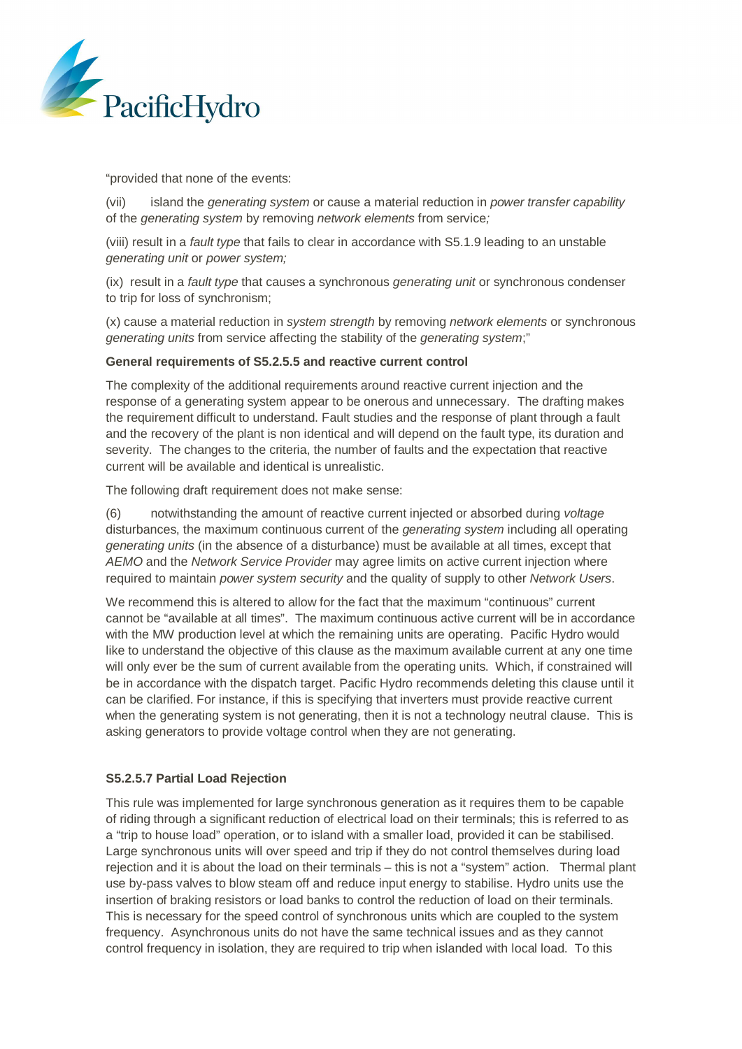"provided that none of the events:

(vii) island the *generating system* or cause a material reduction in *power transfer capability* of the *generating system* by removing *network elements* from service*;*

(viii) result in a *fault type* that fails to clear in accordance with S5.1.9 leading to an unstable *generating unit* or *power system;*

(ix) result in a *fault type* that causes a synchronous *generating unit* or synchronous condenser to trip for loss of synchronism;

(x) cause a material reduction in *system strength* by removing *network elements* or synchronous *generating units* from service affecting the stability of the *generating system*;"

**General requirements of S5.2.5.5 and reactive current control**

The complexity of the additional requirements around reactive current injection and the response of a generating system appear to be onerous and unnecessary. The drafting makes the requirement difficult to understand. Fault studies and the response of plant through a fault and the recovery of the plant is non identical and will depend on the fault type, its duration and severity. The changes to the criteria, the number of faults and the expectation that reactive current will be available and identical is unrealistic.

The following draft requirement does not make sense:

(6) notwithstanding the amount of reactive current injected or absorbed during *voltage* disturbances, the maximum continuous current of the *generating system* including all operating *generating units* (in the absence of a disturbance) must be available at all times, except that *AEMO* and the *Network Service Provider* may agree limits on active current injection where required to maintain *power system security* and the quality of supply to other *Network Users*.

We recommend this is altered to allow for the fact that the maximum "continuous" current cannot be "available at all times". The maximum continuous active current will be in accordance with the MW production level at which the remaining units are operating. Pacific Hydro would like to understand the objective of this clause as the maximum available current at any one time will only ever be the sum of current available from the operating units. Which, if constrained will be in accordance with the dispatch target. Pacific Hydro recommends deleting this clause until it can be clarified. For instance, if this is specifying that inverters must provide reactive current when the generating system is not generating, then it is not a technology neutral clause. This is asking generators to provide voltage control when they are not generating.

**S5.2.5.7 Partial Load Rejection**

This rule was implemented for large synchronous generation as it requires them to be capable of riding through a significant reduction of electrical load on their terminals; this is referred to as a "trip to house load" operation, or to island with a smaller load, provided it can be stabilised. Large synchronous units will over speed and trip if they do not control themselves during load rejection and it is about the load on their terminals – this is not a "system" action. Thermal plant use by-pass valves to blow steam off and reduce input energy to stabilise. Hydro units use the insertion of braking resistors or load banks to control the reduction of load on their terminals. This is necessary for the speed control of synchronous units which are coupled to the system frequency. Asynchronous units do not have the same technical issues and as they cannot control frequency in isolation, they are required to trip when islanded with local load. To this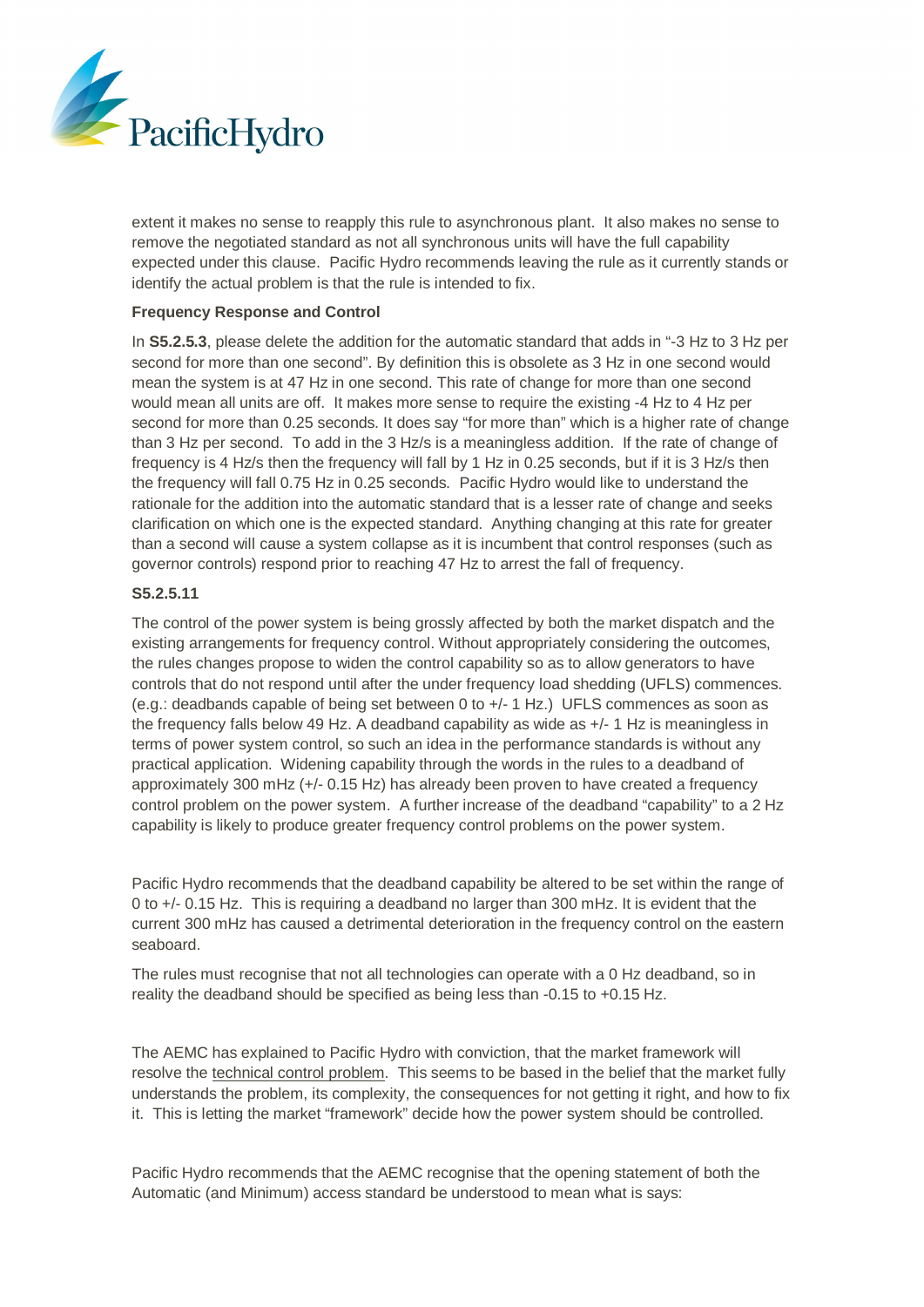extent it makes no sense to reapply this rule to asynchronous plant. It also makes no sense to remove the negotiated standard as not all synchronous units will have the full capability expected under this clause. Pacific Hydro recommends leaving the rule as it currently stands or identify the actual problem is that the rule is intended to fix.

**Frequency Response and Control**

In **S5.2.5.3**, please delete the addition for the automatic standard that adds in "-3 Hz to 3 Hz per second for more than one second". By definition this is obsolete as 3 Hz in one second would mean the system is at 47 Hz in one second. This rate of change for more than one second would mean all units are off. It makes more sense to require the existing -4 Hz to 4 Hz per second for more than 0.25 seconds. It does say "for more than" which is a higher rate of change than 3 Hz per second. To add in the 3 Hz/s is a meaningless addition. If the rate of change of frequency is 4 Hz/s then the frequency will fall by 1 Hz in 0.25 seconds, but if it is 3 Hz/s then the frequency will fall 0.75 Hz in 0.25 seconds. Pacific Hydro would like to understand the rationale for the addition into the automatic standard that is a lesser rate of change and seeks clarification on which one is the expected standard. Anything changing at this rate for greater than a second will cause a system collapse as it is incumbent that control responses (such as governor controls) respond prior to reaching 47 Hz to arrest the fall of frequency.

**S5.2.5.11**

The control of the power system is being grossly affected by both the market dispatch and the existing arrangements for frequency control. Without appropriately considering the outcomes, the rules changes propose to widen the control capability so as to allow generators to have controls that do not respond until after the under frequency load shedding (UFLS) commences. (e.g.: deadbands capable of being set between 0 to +/- 1 Hz.) UFLS commences as soon as the frequency falls below 49 Hz. A deadband capability as wide as +/- 1 Hz is meaningless in terms of power system control, so such an idea in the performance standards is without any practical application. Widening capability through the words in the rules to a deadband of approximately 300 mHz (+/- 0.15 Hz) has already been proven to have created a frequency control problem on the power system. A further increase of the deadband "capability" to a 2 Hz capability is likely to produce greater frequency control problems on the power system.

Pacific Hydro recommends that the deadband capability be altered to be set within the range of 0 to +/- 0.15 Hz. This is requiring a deadband no larger than 300 mHz. It is evident that the current 300 mHz has caused a detrimental deterioration in the frequency control on the eastern seaboard.

The rules must recognise that not all technologies can operate with a 0 Hz deadband, so in reality the deadband should be specified as being less than -0.15 to +0.15 Hz.

The AEMC has explained to Pacific Hydro with conviction, that the market framework will resolve the technical control problem. This seems to be based in the belief that the market fully understands the problem, its complexity, the consequences for not getting it right, and how to fix it. This is letting the market "framework" decide how the power system should be controlled.

Pacific Hydro recommends that the AEMC recognise that the opening statement of both the Automatic (and Minimum) access standard be understood to mean what is says: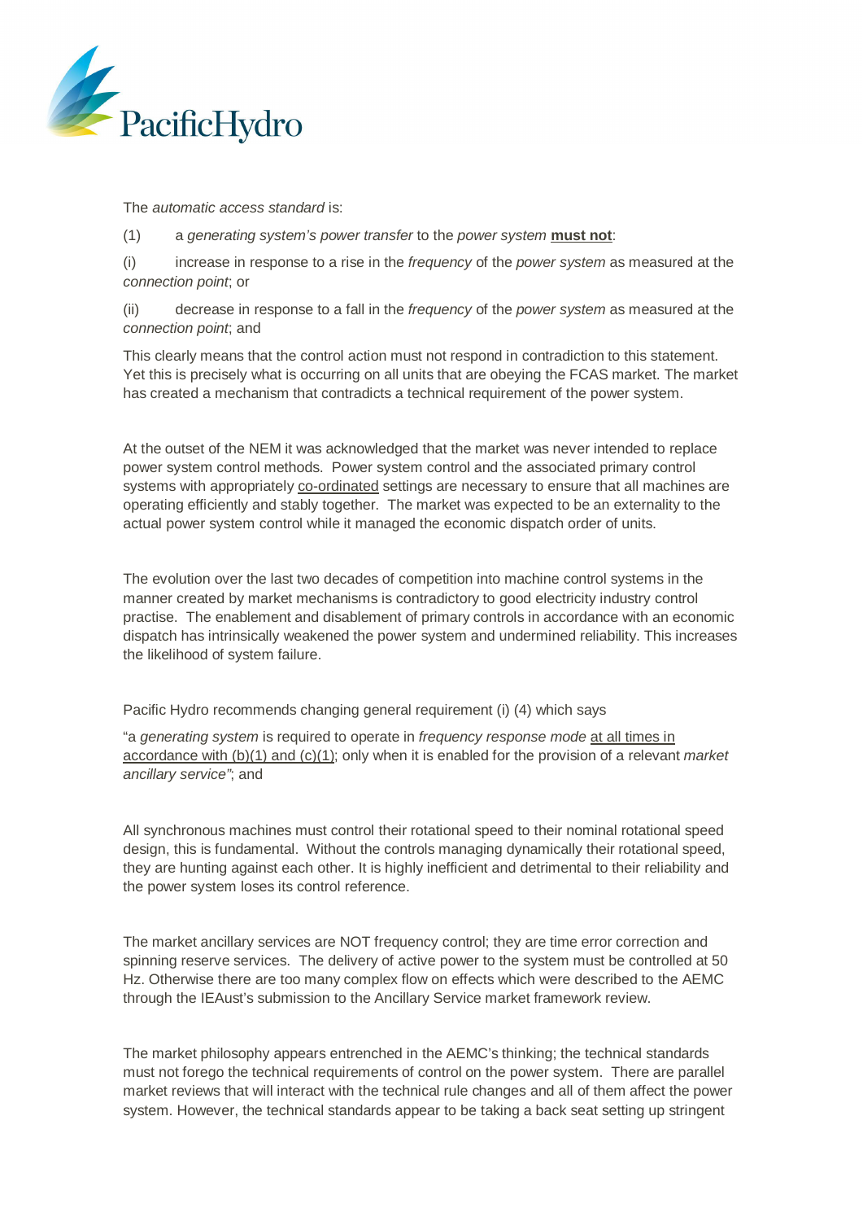The *automatic access standard* is:

(1) a *generating system's power transfer* to the *power system* **must not**:

(i) increase in response to a rise in the *frequency* of the *power system* as measured at the *connection point*; or

(ii) decrease in response to a fall in the *frequency* of the *power system* as measured at the *connection point*; and

This clearly means that the control action must not respond in contradiction to this statement. Yet this is precisely what is occurring on all units that are obeying the FCAS market. The market has created a mechanism that contradicts a technical requirement of the power system.

At the outset of the NEM it was acknowledged that the market was never intended to replace power system control methods. Power system control and the associated primary control systems with appropriately co-ordinated settings are necessary to ensure that all machines are operating efficiently and stably together. The market was expected to be an externality to the actual power system control while it managed the economic dispatch order of units.

The evolution over the last two decades of competition into machine control systems in the manner created by market mechanisms is contradictory to good electricity industry control practise. The enablement and disablement of primary controls in accordance with an economic dispatch has intrinsically weakened the power system and undermined reliability. This increases the likelihood of system failure.

Pacific Hydro recommends changing general requirement (i) (4) which says

"a *generating system* is required to operate in *frequency response mode* at all times in accordance with (b)(1) and (c)(1); only when it is enabled for the provision of a relevant *market ancillary service"*; and

All synchronous machines must control their rotational speed to their nominal rotational speed design, this is fundamental. Without the controls managing dynamically their rotational speed, they are hunting against each other. It is highly inefficient and detrimental to their reliability and the power system loses its control reference.

The market ancillary services are NOT frequency control; they are time error correction and spinning reserve services. The delivery of active power to the system must be controlled at 50 Hz. Otherwise there are too many complex flow on effects which were described to the AEMC through the IEAust's submission to the Ancillary Service market framework review.

The market philosophy appears entrenched in the AEMC's thinking; the technical standards must not forego the technical requirements of control on the power system. There are parallel market reviews that will interact with the technical rule changes and all of them affect the power system. However, the technical standards appear to be taking a back seat setting up stringent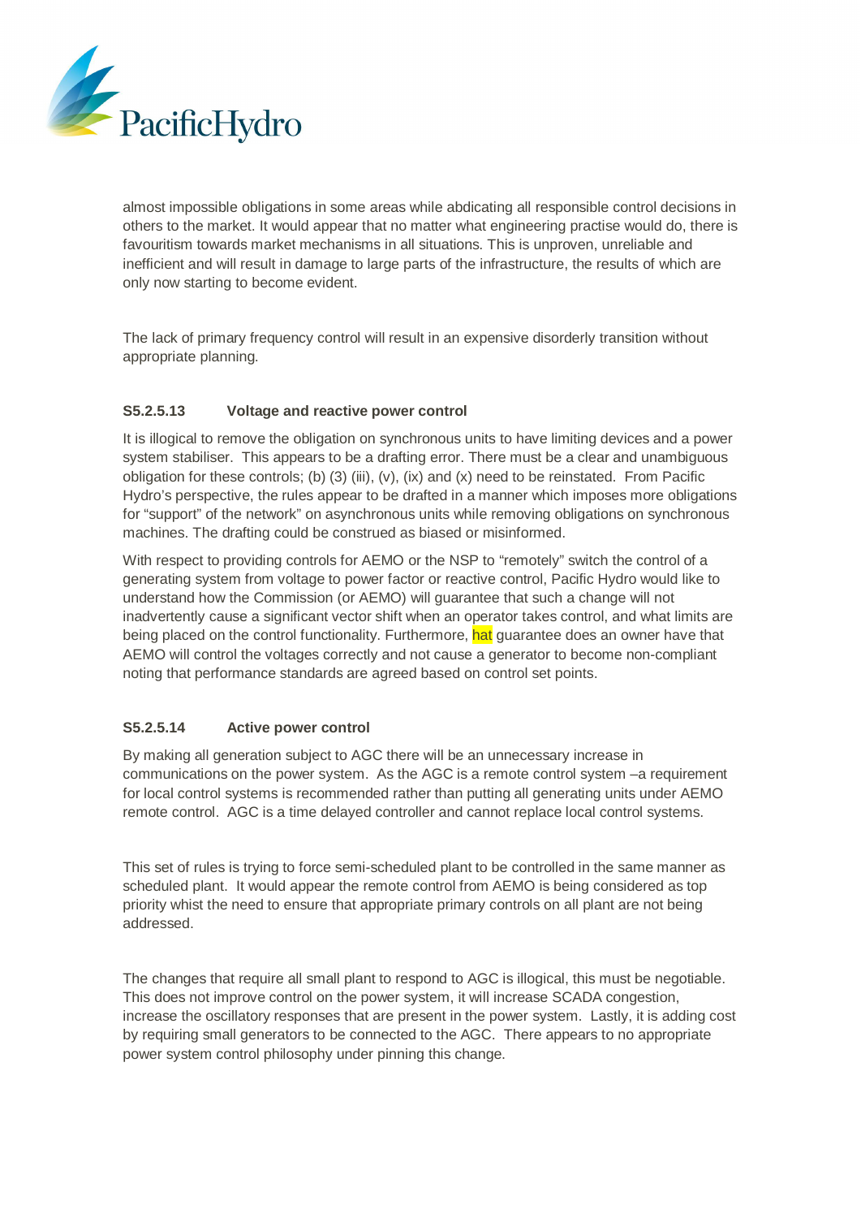almost impossible obligations in some areas while abdicating all responsible control decisions in others to the market. It would appear that no matter what engineering practise would do, there is favouritism towards market mechanisms in all situations. This is unproven, unreliable and inefficient and will result in damage to large parts of the infrastructure, the results of which are only now starting to become evident.

The lack of primary frequency control will result in an expensive disorderly transition without appropriate planning.

### S5.2.5.13 Voltage and reactive power control

It is illogical to remove the obligation on synchronous units to have limiting devices and a power system stabiliser. This appears to be a drafting error. There must be a clear and unambiguous obligation for these controls; (b) (3) (iii), (v), (ix) and (x) need to be reinstated. From Pacific Hydro's perspective, the rules appear to be drafted in a manner which imposes more obligations for "support" of the network" on asynchronous units while removing obligations on synchronous machines. The drafting could be construed as biased or misinformed.

With respect to providing controls for AEMO or the NSP to "remotely" switch the control of a generating system from voltage to power factor or reactive control, Pacific Hydro would like to understand how the Commission (or AEMO) will guarantee that such a change will not inadvertently cause a significant vector shift when an operator takes control, and what limits are being placed on the control functionality. Furthermore, hat guarantee does an owner have that AEMO will control the voltages correctly and not cause a generator to become non-compliant noting that performance standards are agreed based on control set points.

### S5.2.5.14 Active power control

By making all generation subject to AGC there will be an unnecessary increase in communications on the power system. As the AGC is a remote control system –a requirement for local control systems is recommended rather than putting all generating units under AEMO remote control. AGC is a time delayed controller and cannot replace local control systems.

This set of rules is trying to force semi-scheduled plant to be controlled in the same manner as scheduled plant. It would appear the remote control from AEMO is being considered as top priority whist the need to ensure that appropriate primary controls on all plant are not being addressed.

The changes that require all small plant to respond to AGC is illogical, this must be negotiable. This does not improve control on the power system, it will increase SCADA congestion, increase the oscillatory responses that are present in the power system. Lastly, it is adding cost by requiring small generators to be connected to the AGC. There appears to no appropriate power system control philosophy under pinning this change.